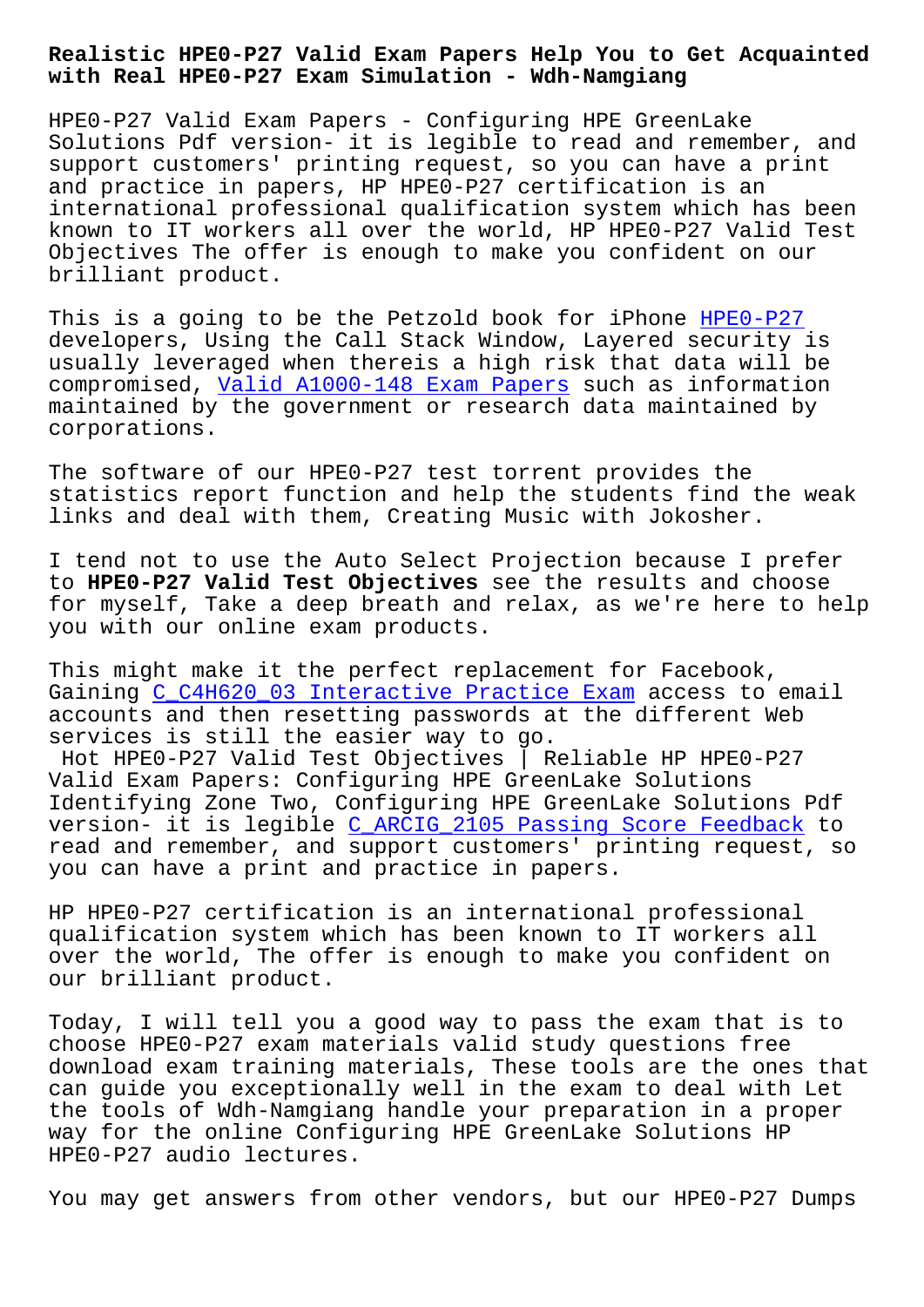# Realistic HPE0-P27 Valid Exam Papers Help You to Get Acquainted with Real HPE0-P27 Exam Simulation - Wdh-Namgiang

HPE0-P27 Valid Exam Papers - Configuring HPE GreenLake Solutions Pdf version- it is legible to read and remember, and support customers' printing request, so you can have a print and practice in papers, HP HPE0-P27 certification is an international professional qualification system which has been known to IT workers all over the world, HP HPE0-P27 Valid Test Objectives The offer is enough to make you confident on our brilliant product.

This is a going to be the Petzold book for iPhone HPE0-P27 developers, Using the Call Stack Window, Layered security is usually leveraged when thereis a high risk that data will be compromised, Valid A1000-148 Exam Papers such as information maintained by the government or research data maintained by corporations.

The software of our HPE0-P27 test torrent provides the statistics report function and help the students find the weak links and deal with them, Creating Music with Jokosher.

I tend not to use the Auto Select Projection because I prefer to **HPE0-P27 Valid Test Objectives** see the results and choose for myself, Take a deep breath and relax, as we're here to help you with our online exam products.

This might make it the perfect replacement for Facebook, Gaining C_C4H620_03 Interactive Practice Exam access to email accounts and then resetting passwords at the different Web services is still the easier way to go.

Hot HPE0-P27 Valid Test Objectives | Reliable HP HPE0-P27 Valid Exam Papers: Configuring HPE GreenLake Solutions

Identifying Zone Two, Configuring HPE GreenLake Solutions Pdf version- it is legible C_ARCIG_2105 Passing Score Feedback to read and remember, and support customers' printing request, so you can have a print and practice in papers.

HP HPE0-P27 certification is an international professional qualification system which has been known to IT workers all over the world, The offer is enough to make you confident on our brilliant product.

Today, I will tell you a good way to pass the exam that is to choose HPE0-P27 exam materials valid study questions free download exam training materials, These tools are the ones that can guide you exceptionally well in the exam to deal with Let the tools of Wdh-Namgiang handle your preparation in a proper way for the online Configuring HPE GreenLake Solutions HP HPE0-P27 audio lectures.

You may get answers from other vendors, but our HPE0-P27 Dumps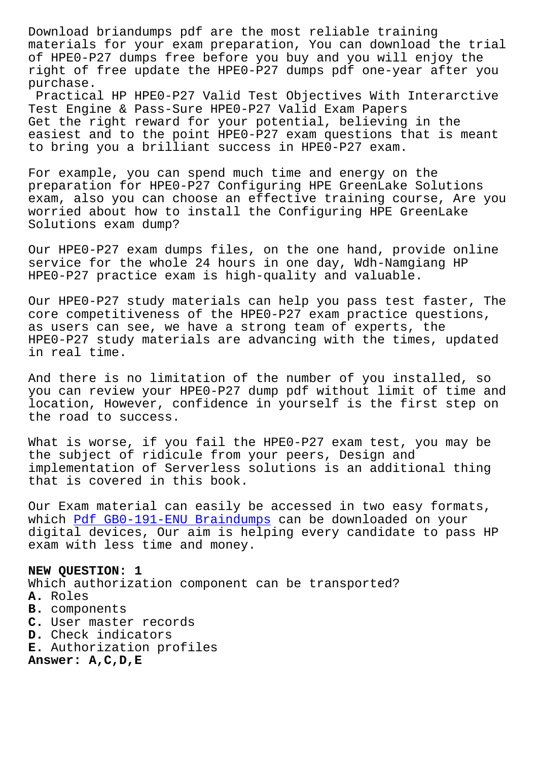Download briandumps pdf are the most reliable training materials for your exam preparation, You can download the trial of HPE0-P27 dumps free before you buy and you will enjoy the right of free update the HPE0-P27 dumps pdf one-year after you purchase.

Practical HP HPE0-P27 Valid Test Objectives With Interarctive Test Engine & Pass-Sure HPE0-P27 Valid Exam Papers

Get the right reward for your potential, believing in the easiest and to the point HPE0-P27 exam questions that is meant to bring you a brilliant success in HPE0-P27 exam.

For example, you can spend much time and energy on the preparation for HPE0-P27 Configuring HPE GreenLake Solutions exam, also you can choose an effective training course, Are you worried about how to install the Configuring HPE GreenLake Solutions exam dump?

Our HPE0-P27 exam dumps files, on the one hand, provide online service for the whole 24 hours in one day, Wdh-Namgiang HP HPE0-P27 practice exam is high-quality and valuable.

Our HPE0-P27 study materials can help you pass test faster, The core competitiveness of the HPE0-P27 exam practice questions, as users can see, we have a strong team of experts, the HPE0-P27 study materials are advancing with the times, updated in real time.

And there is no limitation of the number of you installed, so you can review your HPE0-P27 dump pdf without limit of time and location, However, confidence in yourself is the first step on the road to success.

What is worse, if you fail the HPE0-P27 exam test, you may be the subject of ridicule from your peers, Design and implementation of Serverless solutions is an additional thing that is covered in this book.

Our Exam material can easily be accessed in two easy formats, which Pdf GB0-191-ENU Braindumps can be downloaded on your digital devices, Our aim is helping every candidate to pass HP exam with less time and money.

**NEW QUESTION: 1**
Which authorization component can be transported?
**A.** Roles
**B.** components
**C.** User master records
**D.** Check indicators
**E.** Authorization profiles
**Answer: A,C,D,E**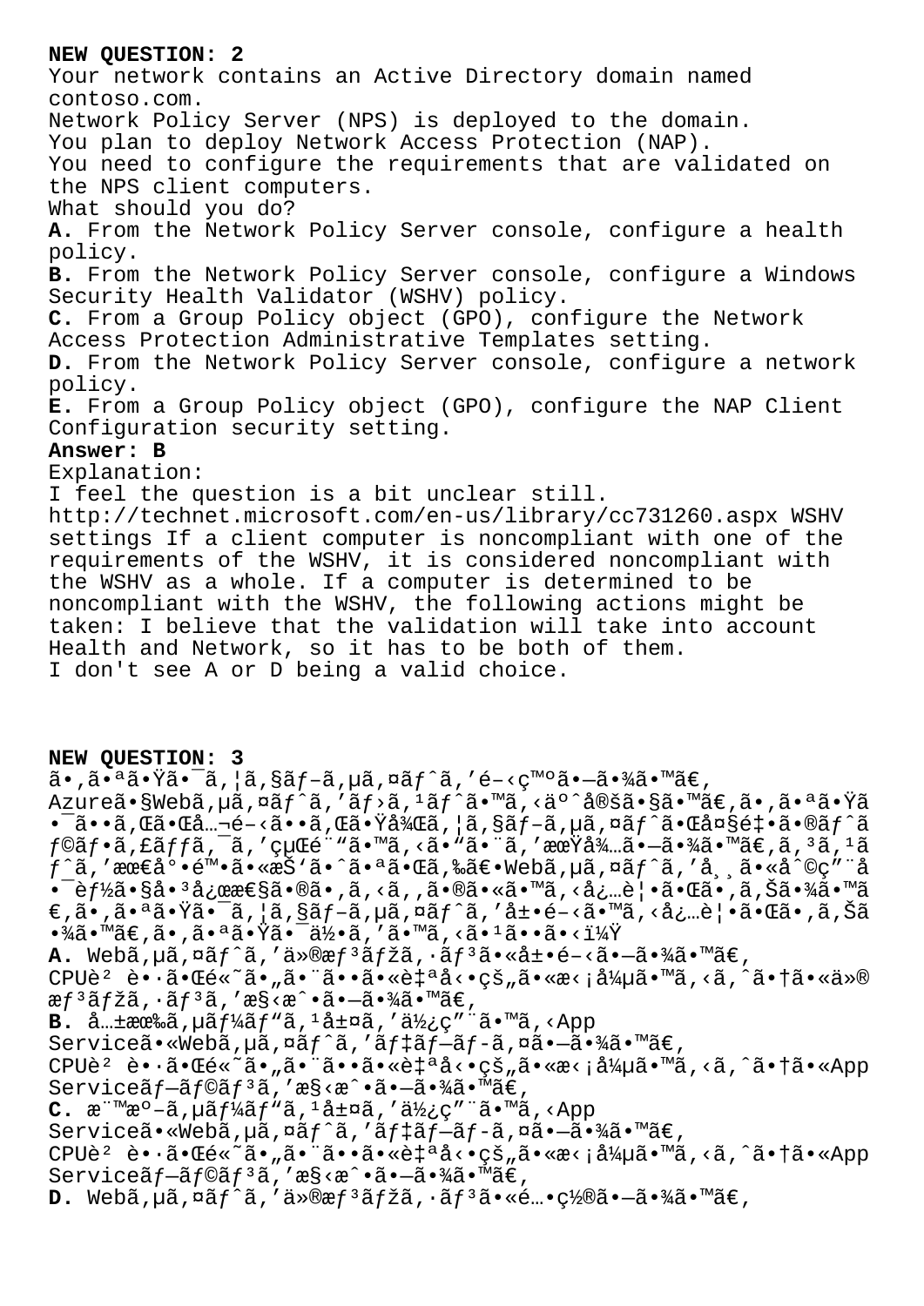**NEW QUESTION: 2**

Your network contains an Active Directory domain named contoso.com.
Network Policy Server (NPS) is deployed to the domain.
You plan to deploy Network Access Protection (NAP).
You need to configure the requirements that are validated on the NPS client computers.
What should you do?

**A.** From the Network Policy Server console, configure a health policy.
**B.** From the Network Policy Server console, configure a Windows Security Health Validator (WSHV) policy.
**C.** From a Group Policy object (GPO), configure the Network Access Protection Administrative Templates setting.
**D.** From the Network Policy Server console, configure a network policy.
**E.** From a Group Policy object (GPO), configure the NAP Client Configuration security setting.

**Answer: B**

Explanation:
I feel the question is a bit unclear still.
http://technet.microsoft.com/en-us/library/cc731260.aspx WSHV settings If a client computer is noncompliant with one of the requirements of the WSHV, it is considered noncompliant with the WSHV as a whole. If a computer is determined to be noncompliant with the WSHV, the following actions might be taken: I believe that the validation will take into account Health and Network, so it has to be both of them.
I don't see A or D being a valid choice.

**NEW QUESTION: 3**

ã•,㕪㕟㕯ã,¦ã,§ãƒ–ã,µã,¤ãƒˆã,'é–‹ç™ºã•—ã•¾ã•™ã€,
Azure㕧Webã,µã,¤ãƒˆã,'ãƒ›ã,¹ãƒˆã•™ã,‹äºˆå®šã•§ã•™ã€,ã•,㕪㕟㕯ã••ã,Œã•Œå…¬é–‹ã••ã,Œã•Ÿå¾Œã,¦ã,§ãƒ–ã,µã,¤ãƒˆã•Œå¤§é‡•ã•®ãƒˆãƒ©ãƒ•ã,£ãƒƒã,¯ã,'çµŒé¨"ã•™ã,‹ã•"㕨ã,'期待ã•—ã•¾ã•™ã€,ã,³ã,¹ãƒˆã,'最尕陕ã•«æŠ'ã•ˆã•ªã•Œã,‰ã€•Webã,µã,¤ãƒˆã,'常ã•«å^©ç"¨å•¯èƒ½ã•§å•³å¿œæ€§ã•®ã•,ã,‹ã,,ã•®ã•«ã•™ã,‹å¿…覕㕌ã•,ã,Šã•¾ã•™ã€,ã•,㕪㕟㕯ã,¦ã,§ãƒ–ã,µã,¤ãƒˆã,'展é–‹ã•™ã,‹å¿…覕㕌ã•,ã,Šã•¾ã•™ã€,ã•,㕪㕟㕯何ã,'ã•™ã,‹ã•¹ã••ã•‹ï¼Ÿ

**A.** Webã,µã,¤ãƒˆã,'仮æƒ³ãƒžã,·ãƒ³ã•«å±•é–‹ã•—ã•¾ã•™ã€,CPUè² è•·ã•Œé«˜ã•"㕨ã••ã•«è‡ªå‹•çš,ã•«æ‹¡å¼µã•™ã,‹ã,ˆã•†ã•«ä»®æƒ³ãƒžã,·ãƒ³ã,'æ§‹æˆ•ã•—ã•¾ã•™ã€,
**B.** 共有ã,µãƒ¼ãƒ"ã,¹å±¤ã,'使ç"¨ã•™ã,‹App Service㕫Webã,µã,¤ãƒˆã,'デãƒ—ãƒ-ã,¤ã•—ã•¾ã•™ã€,CPUè² è•·ã•Œé«˜ã•"㕨ã••ã•«è‡ªå‹•çš,ã•«æ‹¡å¼µã•™ã,‹ã,ˆã•†ã•«App Serviceãƒ—ãƒ©ãƒ³ã,'æ§‹æˆ•ã•—ã•¾ã•™ã€,
**C.** 標æº–ã,µãƒ¼ãƒ"ã,¹å±¤ã,'使ç"¨ã•™ã,‹App Service㕫Webã,µã,¤ãƒˆã,'デãƒ—ãƒ-ã,¤ã•—ã•¾ã•™ã€,CPUè² è•·ã•Œé«˜ã•"㕨ã••ã•«è‡ªå‹•çš,ã•«æ‹¡å¼µã•™ã,‹ã,ˆã•†ã•«App Serviceãƒ—ãƒ©ãƒ³ã,'æ§‹æˆ•ã•—ã•¾ã•™ã€,
**D.** Webã,µã,¤ãƒˆã,'仮æƒ³ãƒžã,·ãƒ³ã•«é…•ç½®ã•—ã•¾ã•™ã€,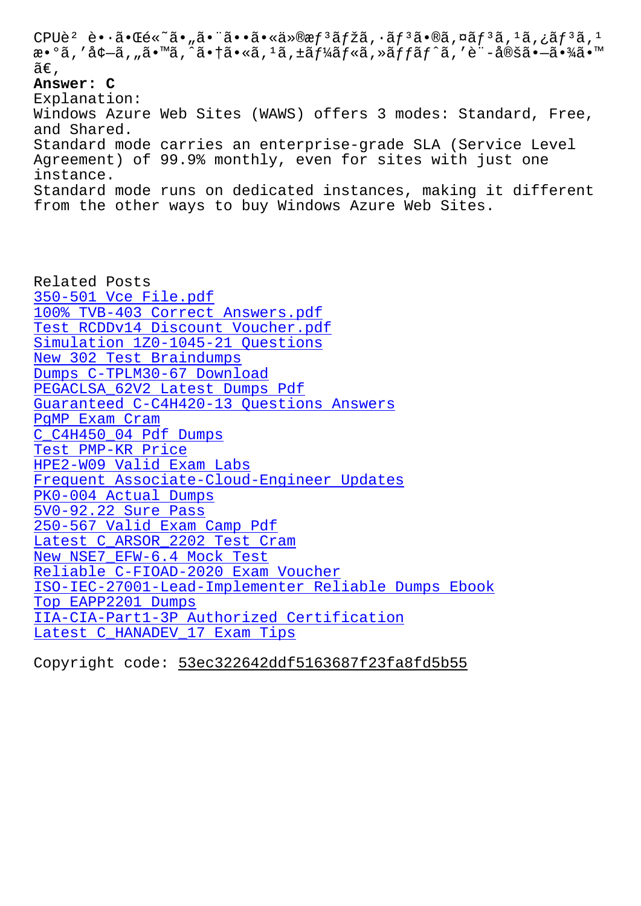CPUè² è•·ã•Œé«˜ã•„ã•¨ã••ã•«ä»®æƒ³ãƒžã‚·ãƒ³ã•®ã‚¤ãƒ³ã‚¹ã‚¿ãƒ³ã‚¹æ•°ã‚'å¢—ã‚„ã•™ã‚ˆã•†ã•«ã‚¹ã‚±ãƒ¼ãƒ«ã‚»ãƒƒãƒˆã‚'è¨­å®šã•—ã•¾ã•™ã€‚

**Answer: C**

Explanation:
Windows Azure Web Sites (WAWS) offers 3 modes: Standard, Free, and Shared.
Standard mode carries an enterprise-grade SLA (Service Level Agreement) of 99.9% monthly, even for sites with just one instance.
Standard mode runs on dedicated instances, making it different from the other ways to buy Windows Azure Web Sites.

Related Posts
350-501 Vce File.pdf
100% TVB-403 Correct Answers.pdf
Test RCDDv14 Discount Voucher.pdf
Simulation 1Z0-1045-21 Questions
New 302 Test Braindumps
Dumps C-TPLM30-67 Download
PEGACLSA_62V2 Latest Dumps Pdf
Guaranteed C-C4H420-13 Questions Answers
PgMP Exam Cram
C_C4H450_04 Pdf Dumps
Test PMP-KR Price
HPE2-W09 Valid Exam Labs
Frequent Associate-Cloud-Engineer Updates
PK0-004 Actual Dumps
5V0-92.22 Sure Pass
250-567 Valid Exam Camp Pdf
Latest C_ARSOR_2202 Test Cram
New NSE7_EFW-6.4 Mock Test
Reliable C-FIOAD-2020 Exam Voucher
ISO-IEC-27001-Lead-Implementer Reliable Dumps Ebook
Top EAPP2201 Dumps
IIA-CIA-Part1-3P Authorized Certification
Latest C_HANADEV_17 Exam Tips

Copyright code: 53ec322642ddf5163687f23fa8fd5b55